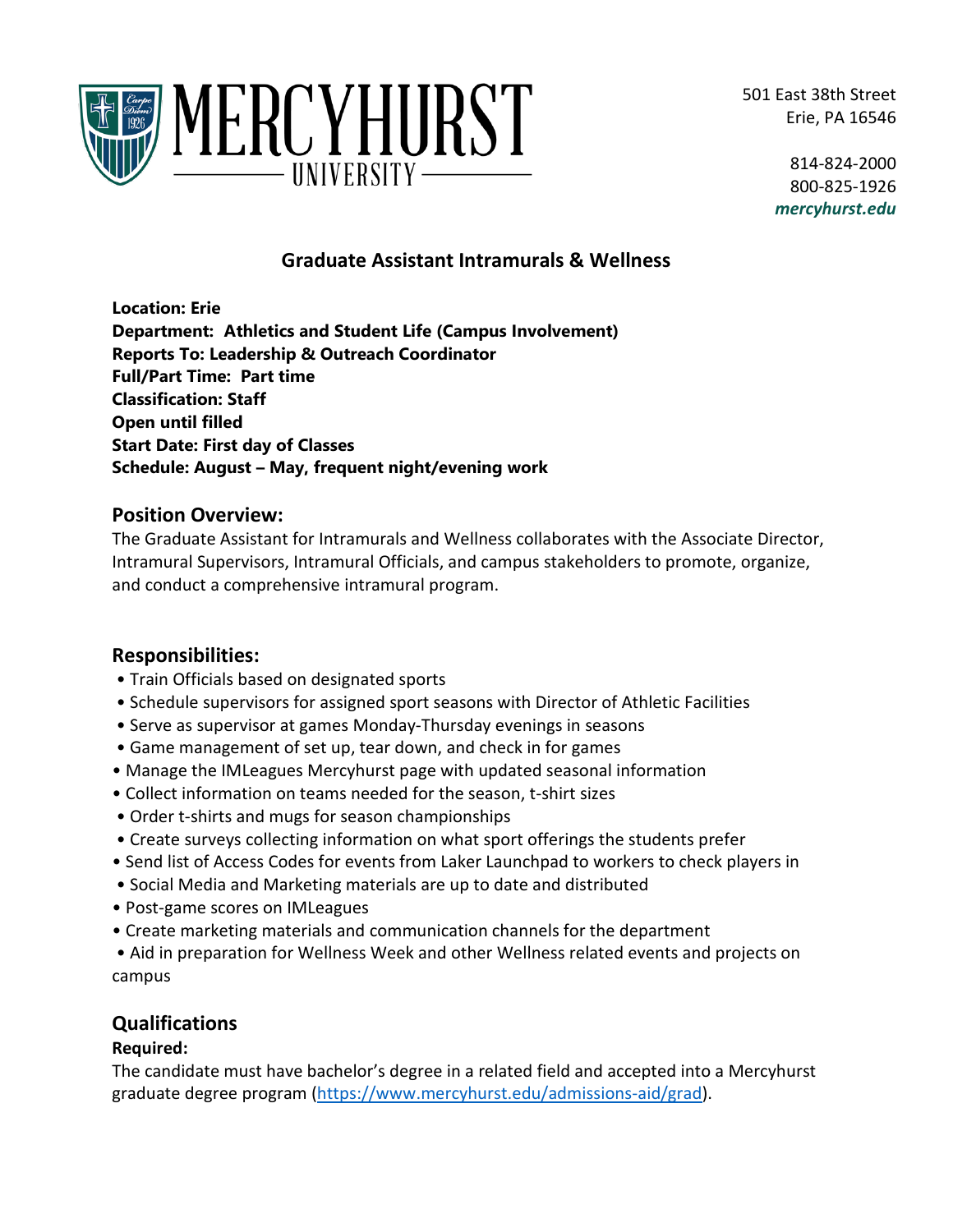MERCYHURST UNIVERSITY

501 East 38th Street
Erie, PA 16546

814-824-2000
800-825-1926
*mercyhurst.edu*

## Graduate Assistant Intramurals & Wellness

**Location: Erie**
**Department: Athletics and Student Life (Campus Involvement)**
**Reports To: Leadership & Outreach Coordinator**
**Full/Part Time: Part time**
**Classification: Staff**
**Open until filled**
**Start Date: First day of Classes**
**Schedule: August – May, frequent night/evening work**

### Position Overview:

The Graduate Assistant for Intramurals and Wellness collaborates with the Associate Director, Intramural Supervisors, Intramural Officials, and campus stakeholders to promote, organize, and conduct a comprehensive intramural program.

### Responsibilities:

- Train Officials based on designated sports
- Schedule supervisors for assigned sport seasons with Director of Athletic Facilities
- Serve as supervisor at games Monday-Thursday evenings in seasons
- Game management of set up, tear down, and check in for games
- Manage the IMLeagues Mercyhurst page with updated seasonal information
- Collect information on teams needed for the season, t-shirt sizes
- Order t-shirts and mugs for season championships
- Create surveys collecting information on what sport offerings the students prefer
- Send list of Access Codes for events from Laker Launchpad to workers to check players in
- Social Media and Marketing materials are up to date and distributed
- Post-game scores on IMLeagues
- Create marketing materials and communication channels for the department
- Aid in preparation for Wellness Week and other Wellness related events and projects on campus

### Qualifications

**Required:**

The candidate must have bachelor's degree in a related field and accepted into a Mercyhurst graduate degree program (https://www.mercyhurst.edu/admissions-aid/grad).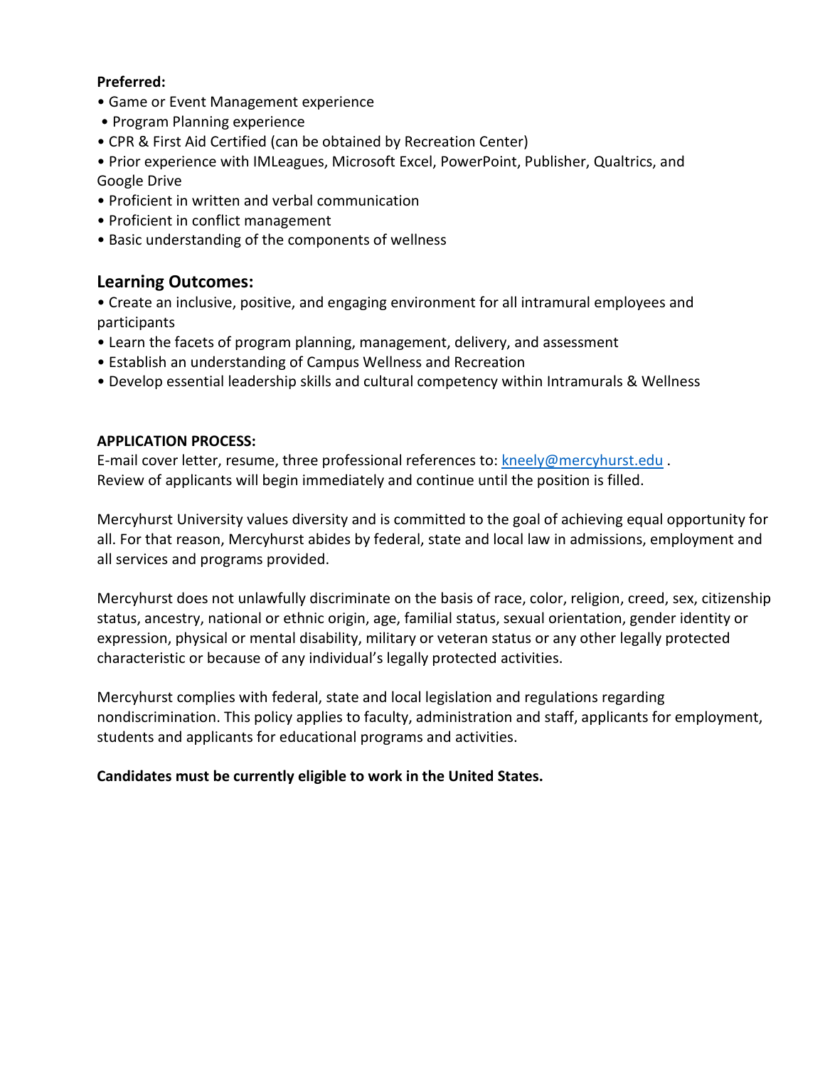**Preferred:**

- Game or Event Management experience
- Program Planning experience
- CPR & First Aid Certified (can be obtained by Recreation Center)
- Prior experience with IMLeagues, Microsoft Excel, PowerPoint, Publisher, Qualtrics, and Google Drive
- Proficient in written and verbal communication
- Proficient in conflict management
- Basic understanding of the components of wellness

## Learning Outcomes:

- Create an inclusive, positive, and engaging environment for all intramural employees and participants
- Learn the facets of program planning, management, delivery, and assessment
- Establish an understanding of Campus Wellness and Recreation
- Develop essential leadership skills and cultural competency within Intramurals & Wellness

**APPLICATION PROCESS:**

E-mail cover letter, resume, three professional references to: kneely@mercyhurst.edu .
Review of applicants will begin immediately and continue until the position is filled.

Mercyhurst University values diversity and is committed to the goal of achieving equal opportunity for all. For that reason, Mercyhurst abides by federal, state and local law in admissions, employment and all services and programs provided.

Mercyhurst does not unlawfully discriminate on the basis of race, color, religion, creed, sex, citizenship status, ancestry, national or ethnic origin, age, familial status, sexual orientation, gender identity or expression, physical or mental disability, military or veteran status or any other legally protected characteristic or because of any individual's legally protected activities.

Mercyhurst complies with federal, state and local legislation and regulations regarding nondiscrimination. This policy applies to faculty, administration and staff, applicants for employment, students and applicants for educational programs and activities.

**Candidates must be currently eligible to work in the United States.**